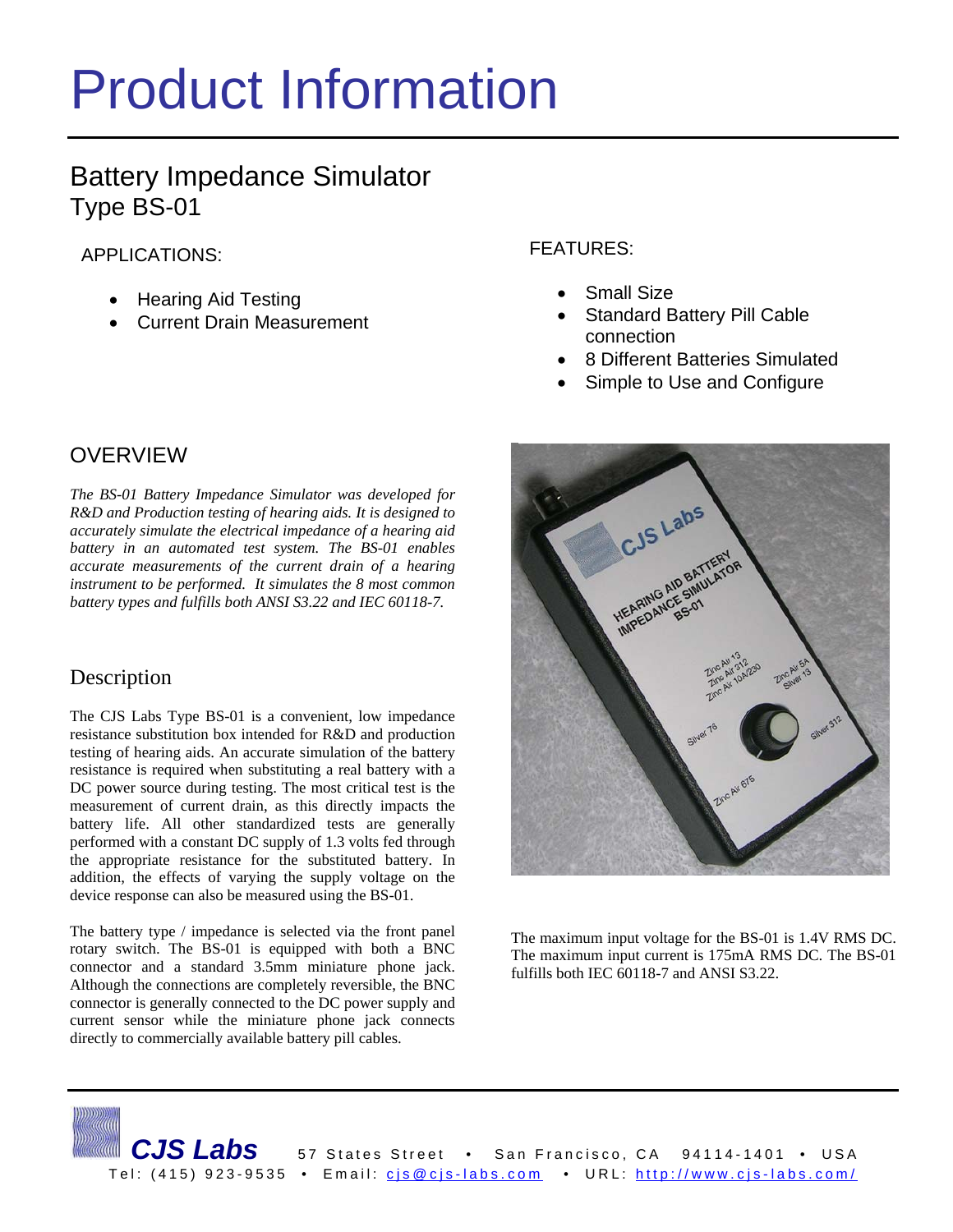# Product Information

## Battery Impedance Simulator
## Type BS-01

APPLICATIONS:

- Hearing Aid Testing
- Current Drain Measurement

FEATURES:

- Small Size
- Standard Battery Pill Cable connection
- 8 Different Batteries Simulated
- Simple to Use and Configure

## OVERVIEW

*The BS-01 Battery Impedance Simulator was developed for R&D and Production testing of hearing aids. It is designed to accurately simulate the electrical impedance of a hearing aid battery in an automated test system. The BS-01 enables accurate measurements of the current drain of a hearing instrument to be performed. It simulates the 8 most common battery types and fulfills both ANSI S3.22 and IEC 60118-7.*

## Description

The CJS Labs Type BS-01 is a convenient, low impedance resistance substitution box intended for R&D and production testing of hearing aids. An accurate simulation of the battery resistance is required when substituting a real battery with a DC power source during testing. The most critical test is the measurement of current drain, as this directly impacts the battery life. All other standardized tests are generally performed with a constant DC supply of 1.3 volts fed through the appropriate resistance for the substituted battery. In addition, the effects of varying the supply voltage on the device response can also be measured using the BS-01.

The battery type / impedance is selected via the front panel rotary switch. The BS-01 is equipped with both a BNC connector and a standard 3.5mm miniature phone jack. Although the connections are completely reversible, the BNC connector is generally connected to the DC power supply and current sensor while the miniature phone jack connects directly to commercially available battery pill cables.

The maximum input voltage for the BS-01 is 1.4V RMS DC. The maximum input current is 175mA RMS DC. The BS-01 fulfills both IEC 60118-7 and ANSI S3.22.

**CJS Labs** 57 States Street • San Francisco, CA 94114-1401 • USA
Tel: (415) 923-9535 • Email: cjs@cjs-labs.com • URL: http://www.cjs-labs.com/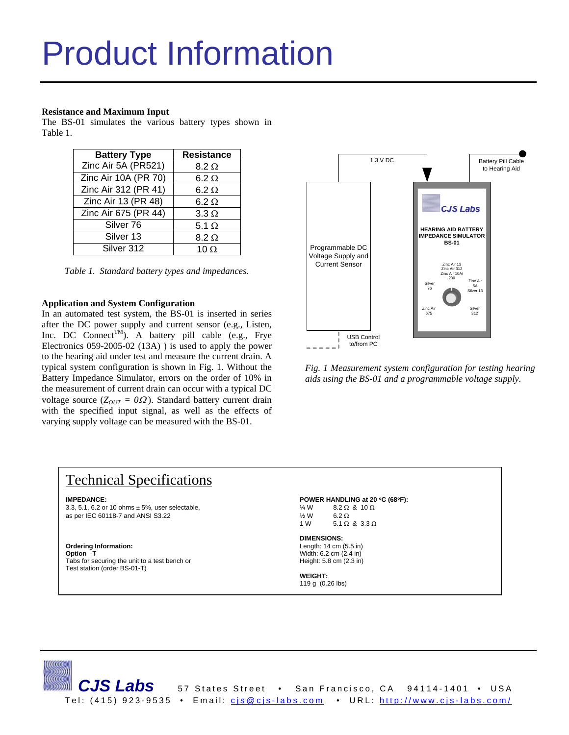# Product Information

**Resistance and Maximum Input**

The BS-01 simulates the various battery types shown in Table 1.

| Battery Type | Resistance |
|---|---|
| Zinc Air 5A (PR521) | 8.2 Ω |
| Zinc Air 10A (PR 70) | 6.2 Ω |
| Zinc Air 312 (PR 41) | 6.2 Ω |
| Zinc Air 13 (PR 48) | 6.2 Ω |
| Zinc Air 675 (PR 44) | 3.3 Ω |
| Silver 76 | 5.1 Ω |
| Silver 13 | 8.2 Ω |
| Silver 312 | 10 Ω |

*Table 1. Standard battery types and impedances.*

**Application and System Configuration**

In an automated test system, the BS-01 is inserted in series after the DC power supply and current sensor (e.g., Listen, Inc. DC Connect™). A battery pill cable (e.g., Frye Electronics 059-2005-02 (13A) ) is used to apply the power to the hearing aid under test and measure the current drain. A typical system configuration is shown in Fig. 1. Without the Battery Impedance Simulator, errors on the order of 10% in the measurement of current drain can occur with a typical DC voltage source ($Z_{OUT} = 0\Omega$). Standard battery current drain with the specified input signal, as well as the effects of varying supply voltage can be measured with the BS-01.

1.3 V DC

Battery Pill Cable to Hearing Aid

Programmable DC Voltage Supply and Current Sensor

CJS Labs

HEARING AID BATTERY IMPEDANCE SIMULATOR BS-01

Zinc Air 13
Zinc Air 312
Zinc Air 10A/230

Silver 76

Zinc Air 5A
Silver 13

Zinc Air 675

Silver 312

USB Control to/from PC

*Fig. 1 Measurement system configuration for testing hearing aids using the BS-01 and a programmable voltage supply.*

## Technical Specifications

**IMPEDANCE:**
3.3, 5.1, 6.2 or 10 ohms ± 5%, user selectable, as per IEC 60118-7 and ANSI S3.22

**Ordering Information:**
**Option** -T
Tabs for securing the unit to a test bench or Test station (order BS-01-T)

**POWER HANDLING at 20 °C (68°F):**

| | |
|---|---|
| ¼ W | 8.2 Ω & 10 Ω |
| ½ W | 6.2 Ω |
| 1 W | 5.1 Ω & 3.3 Ω |

**DIMENSIONS:**
Length: 14 cm (5.5 in)
Width: 6.2 cm (2.4 in)
Height: 5.8 cm (2.3 in)

**WEIGHT:**
119 g (0.26 lbs)

**CJS Labs** 57 States Street • San Francisco, CA 94114-1401 • USA
Tel: (415) 923-9535 • Email: cjs@cjs-labs.com • URL: http://www.cjs-labs.com/